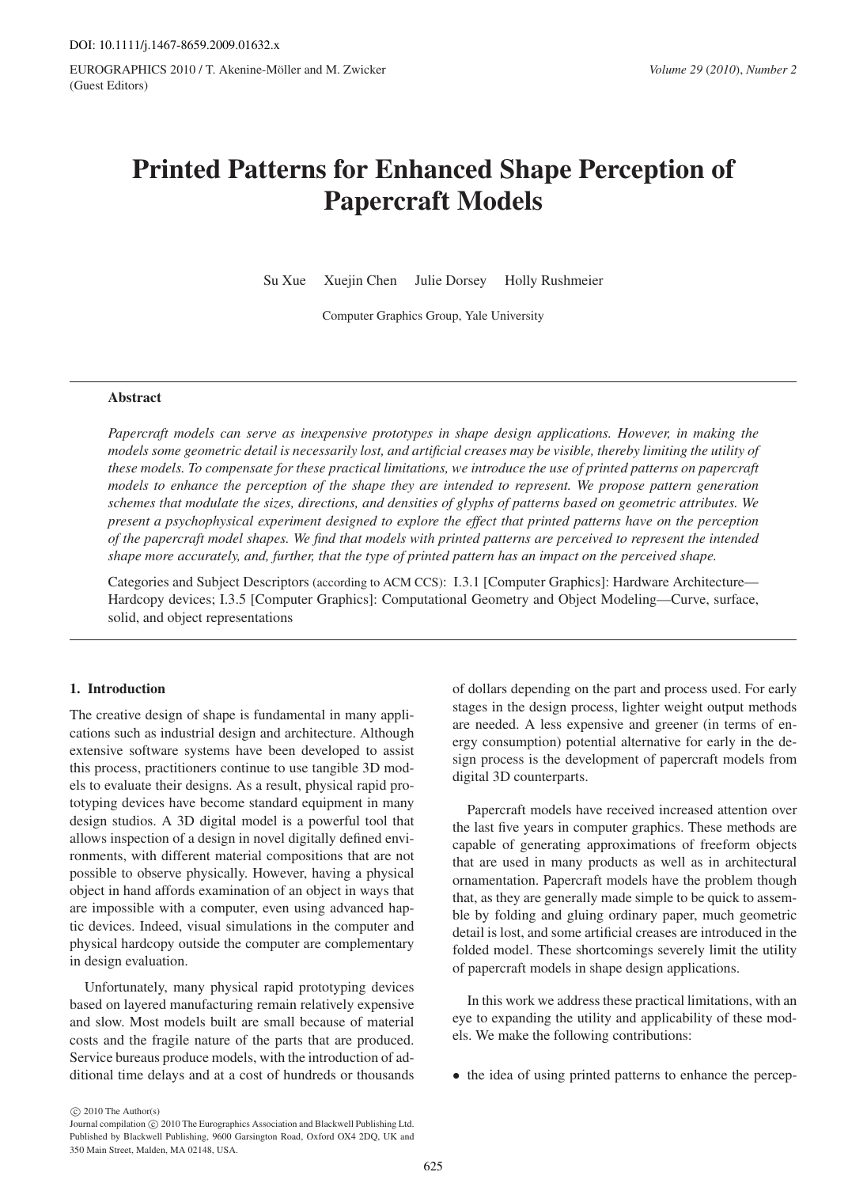# Printed Patterns for Enhanced Shape Perception of Papercraft Models

Su Xue Xuejin Chen Julie Dorsey Holly Rushmeier

Computer Graphics Group, Yale University

## Abstract

*Papercraft models can serve as inexpensive prototypes in shape design applications. However, in making the models some geometric detail is necessarily lost, and artificial creases may be visible, thereby limiting the utility of these models. To compensate for these practical limitations, we introduce the use of printed patterns on papercraft models to enhance the perception of the shape they are intended to represent. We propose pattern generation schemes that modulate the sizes, directions, and densities of glyphs of patterns based on geometric attributes. We present a psychophysical experiment designed to explore the effect that printed patterns have on the perception of the papercraft model shapes. We find that models with printed patterns are perceived to represent the intended shape more accurately, and, further, that the type of printed pattern has an impact on the perceived shape.*

Categories and Subject Descriptors (according to ACM CCS): I.3.1 [Computer Graphics]: Hardware Architecture—Hardcopy devices; I.3.5 [Computer Graphics]: Computational Geometry and Object Modeling—Curve, surface, solid, and object representations

## 1. Introduction

The creative design of shape is fundamental in many applications such as industrial design and architecture. Although extensive software systems have been developed to assist this process, practitioners continue to use tangible 3D models to evaluate their designs. As a result, physical rapid prototyping devices have become standard equipment in many design studios. A 3D digital model is a powerful tool that allows inspection of a design in novel digitally defined environments, with different material compositions that are not possible to observe physically. However, having a physical object in hand affords examination of an object in ways that are impossible with a computer, even using advanced haptic devices. Indeed, visual simulations in the computer and physical hardcopy outside the computer are complementary in design evaluation.

Unfortunately, many physical rapid prototyping devices based on layered manufacturing remain relatively expensive and slow. Most models built are small because of material costs and the fragile nature of the parts that are produced. Service bureaus produce models, with the introduction of additional time delays and at a cost of hundreds or thousands of dollars depending on the part and process used. For early stages in the design process, lighter weight output methods are needed. A less expensive and greener (in terms of energy consumption) potential alternative for early in the design process is the development of papercraft models from digital 3D counterparts.

Papercraft models have received increased attention over the last five years in computer graphics. These methods are capable of generating approximations of freeform objects that are used in many products as well as in architectural ornamentation. Papercraft models have the problem though that, as they are generally made simple to be quick to assemble by folding and gluing ordinary paper, much geometric detail is lost, and some artificial creases are introduced in the folded model. These shortcomings severely limit the utility of papercraft models in shape design applications.

In this work we address these practical limitations, with an eye to expanding the utility and applicability of these models. We make the following contributions:

- the idea of using printed patterns to enhance the percep-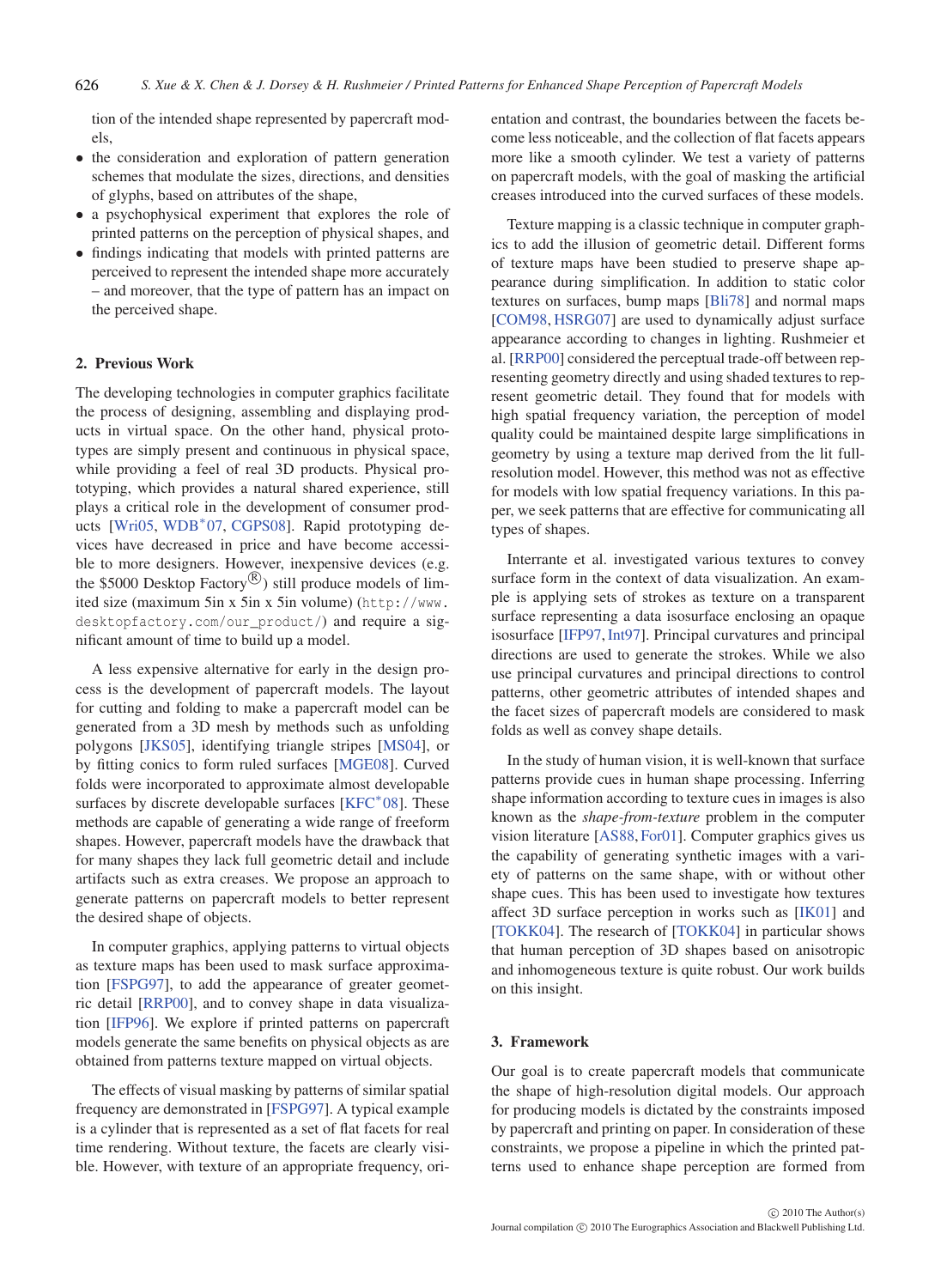tion of the intended shape represented by papercraft models,

- the consideration and exploration of pattern generation schemes that modulate the sizes, directions, and densities of glyphs, based on attributes of the shape,
- a psychophysical experiment that explores the role of printed patterns on the perception of physical shapes, and
- findings indicating that models with printed patterns are perceived to represent the intended shape more accurately – and moreover, that the type of pattern has an impact on the perceived shape.

## 2. Previous Work

The developing technologies in computer graphics facilitate the process of designing, assembling and displaying products in virtual space. On the other hand, physical prototypes are simply present and continuous in physical space, while providing a feel of real 3D products. Physical prototyping, which provides a natural shared experience, still plays a critical role in the development of consumer products [Wri05, WDB*07, CGPS08]. Rapid prototyping devices have decreased in price and have become accessible to more designers. However, inexpensive devices (e.g. the $5000 Desktop Factory®) still produce models of limited size (maximum 5in x 5in x 5in volume) (http://www.desktopfactory.com/our_product/) and require a significant amount of time to build up a model.

A less expensive alternative for early in the design process is the development of papercraft models. The layout for cutting and folding to make a papercraft model can be generated from a 3D mesh by methods such as unfolding polygons [JKS05], identifying triangle stripes [MS04], or by fitting conics to form ruled surfaces [MGE08]. Curved folds were incorporated to approximate almost developable surfaces by discrete developable surfaces [KFC*08]. These methods are capable of generating a wide range of freeform shapes. However, papercraft models have the drawback that for many shapes they lack full geometric detail and include artifacts such as extra creases. We propose an approach to generate patterns on papercraft models to better represent the desired shape of objects.

In computer graphics, applying patterns to virtual objects as texture maps has been used to mask surface approximation [FSPG97], to add the appearance of greater geometric detail [RRP00], and to convey shape in data visualization [IFP96]. We explore if printed patterns on papercraft models generate the same benefits on physical objects as are obtained from patterns texture mapped on virtual objects.

The effects of visual masking by patterns of similar spatial frequency are demonstrated in [FSPG97]. A typical example is a cylinder that is represented as a set of flat facets for real time rendering. Without texture, the facets are clearly visible. However, with texture of an appropriate frequency, orientation and contrast, the boundaries between the facets become less noticeable, and the collection of flat facets appears more like a smooth cylinder. We test a variety of patterns on papercraft models, with the goal of masking the artificial creases introduced into the curved surfaces of these models.

Texture mapping is a classic technique in computer graphics to add the illusion of geometric detail. Different forms of texture maps have been studied to preserve shape appearance during simplification. In addition to static color textures on surfaces, bump maps [Bli78] and normal maps [COM98, HSRG07] are used to dynamically adjust surface appearance according to changes in lighting. Rushmeier et al. [RRP00] considered the perceptual trade-off between representing geometry directly and using shaded textures to represent geometric detail. They found that for models with high spatial frequency variation, the perception of model quality could be maintained despite large simplifications in geometry by using a texture map derived from the lit full-resolution model. However, this method was not as effective for models with low spatial frequency variations. In this paper, we seek patterns that are effective for communicating all types of shapes.

Interrante et al. investigated various textures to convey surface form in the context of data visualization. An example is applying sets of strokes as texture on a transparent surface representing a data isosurface enclosing an opaque isosurface [IFP97, Int97]. Principal curvatures and principal directions are used to generate the strokes. While we also use principal curvatures and principal directions to control patterns, other geometric attributes of intended shapes and the facet sizes of papercraft models are considered to mask folds as well as convey shape details.

In the study of human vision, it is well-known that surface patterns provide cues in human shape processing. Inferring shape information according to texture cues in images is also known as the *shape-from-texture* problem in the computer vision literature [AS88, For01]. Computer graphics gives us the capability of generating synthetic images with a variety of patterns on the same shape, with or without other shape cues. This has been used to investigate how textures affect 3D surface perception in works such as [IK01] and [TOKK04]. The research of [TOKK04] in particular shows that human perception of 3D shapes based on anisotropic and inhomogeneous texture is quite robust. Our work builds on this insight.

## 3. Framework

Our goal is to create papercraft models that communicate the shape of high-resolution digital models. Our approach for producing models is dictated by the constraints imposed by papercraft and printing on paper. In consideration of these constraints, we propose a pipeline in which the printed patterns used to enhance shape perception are formed from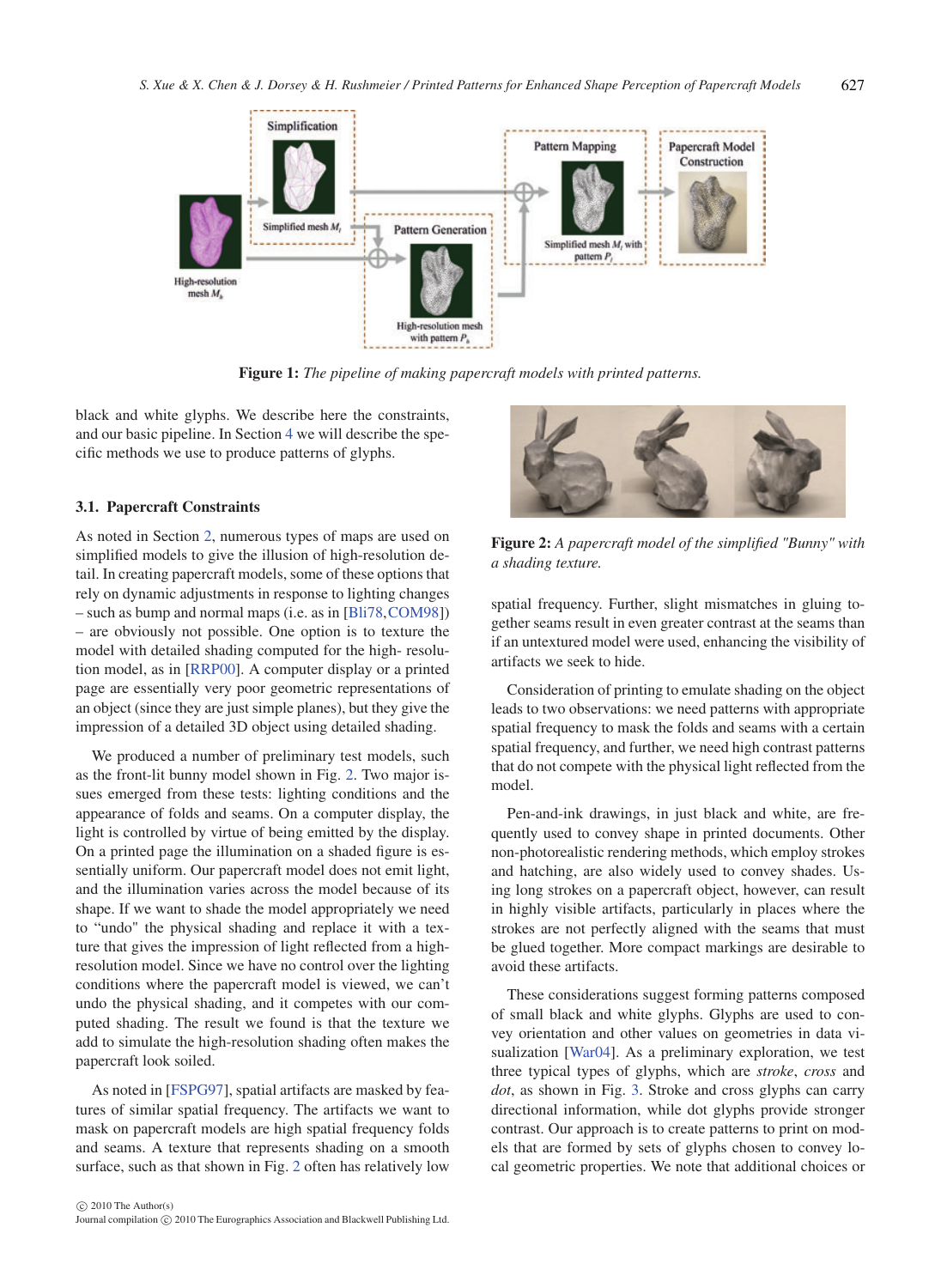Figure 1: *The pipeline of making papercraft models with printed patterns.*

black and white glyphs. We describe here the constraints, and our basic pipeline. In Section 4 we will describe the specific methods we use to produce patterns of glyphs.

### 3.1. Papercraft Constraints

As noted in Section 2, numerous types of maps are used on simplified models to give the illusion of high-resolution detail. In creating papercraft models, some of these options that rely on dynamic adjustments in response to lighting changes – such as bump and normal maps (i.e. as in [Bli78,COM98]) – are obviously not possible. One option is to texture the model with detailed shading computed for the high- resolution model, as in [RRP00]. A computer display or a printed page are essentially very poor geometric representations of an object (since they are just simple planes), but they give the impression of a detailed 3D object using detailed shading.

We produced a number of preliminary test models, such as the front-lit bunny model shown in Fig. 2. Two major issues emerged from these tests: lighting conditions and the appearance of folds and seams. On a computer display, the light is controlled by virtue of being emitted by the display. On a printed page the illumination on a shaded figure is essentially uniform. Our papercraft model does not emit light, and the illumination varies across the model because of its shape. If we want to shade the model appropriately we need to "undo" the physical shading and replace it with a texture that gives the impression of light reflected from a high-resolution model. Since we have no control over the lighting conditions where the papercraft model is viewed, we can't undo the physical shading, and it competes with our computed shading. The result we found is that the texture we add to simulate the high-resolution shading often makes the papercraft look soiled.

As noted in [FSPG97], spatial artifacts are masked by features of similar spatial frequency. The artifacts we want to mask on papercraft models are high spatial frequency folds and seams. A texture that represents shading on a smooth surface, such as that shown in Fig. 2 often has relatively low spatial frequency. Further, slight mismatches in gluing together seams result in even greater contrast at the seams than if an untextured model were used, enhancing the visibility of artifacts we seek to hide.

Figure 2: *A papercraft model of the simplified "Bunny" with a shading texture.*

Consideration of printing to emulate shading on the object leads to two observations: we need patterns with appropriate spatial frequency to mask the folds and seams with a certain spatial frequency, and further, we need high contrast patterns that do not compete with the physical light reflected from the model.

Pen-and-ink drawings, in just black and white, are frequently used to convey shape in printed documents. Other non-photorealistic rendering methods, which employ strokes and hatching, are also widely used to convey shades. Using long strokes on a papercraft object, however, can result in highly visible artifacts, particularly in places where the strokes are not perfectly aligned with the seams that must be glued together. More compact markings are desirable to avoid these artifacts.

These considerations suggest forming patterns composed of small black and white glyphs. Glyphs are used to convey orientation and other values on geometries in data visualization [War04]. As a preliminary exploration, we test three typical types of glyphs, which are *stroke*, *cross* and *dot*, as shown in Fig. 3. Stroke and cross glyphs can carry directional information, while dot glyphs provide stronger contrast. Our approach is to create patterns to print on models that are formed by sets of glyphs chosen to convey local geometric properties. We note that additional choices or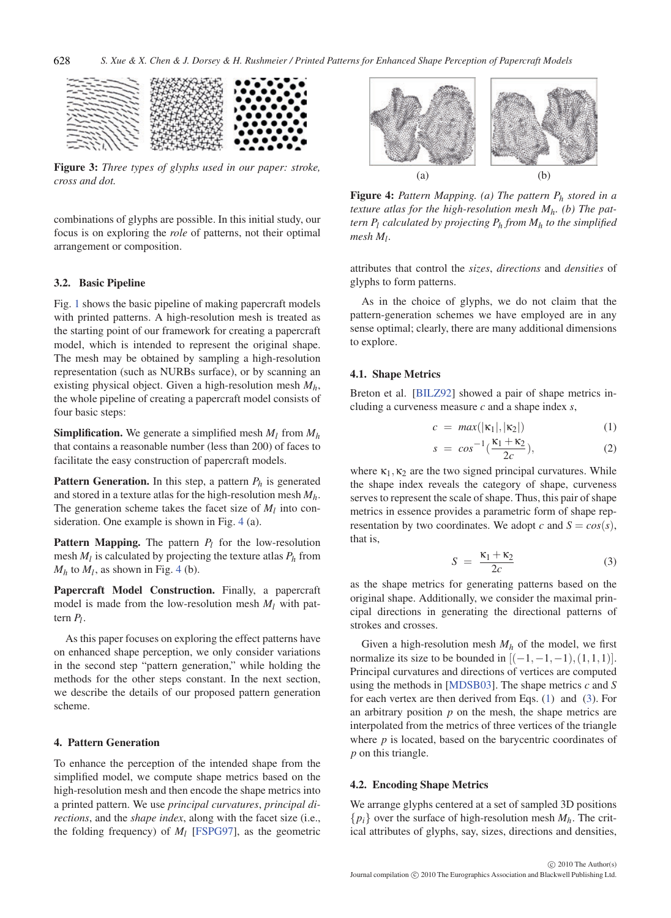**Figure 3:** *Three types of glyphs used in our paper: stroke, cross and dot.*

combinations of glyphs are possible. In this initial study, our focus is on exploring the *role* of patterns, not their optimal arrangement or composition.

### 3.2. Basic Pipeline

Fig. 1 shows the basic pipeline of making papercraft models with printed patterns. A high-resolution mesh is treated as the starting point of our framework for creating a papercraft model, which is intended to represent the original shape. The mesh may be obtained by sampling a high-resolution representation (such as NURBs surface), or by scanning an existing physical object. Given a high-resolution mesh $M_h$, the whole pipeline of creating a papercraft model consists of four basic steps:

**Simplification.** We generate a simplified mesh $M_l$ from $M_h$ that contains a reasonable number (less than 200) of faces to facilitate the easy construction of papercraft models.

**Pattern Generation.** In this step, a pattern $P_h$ is generated and stored in a texture atlas for the high-resolution mesh $M_h$. The generation scheme takes the facet size of $M_l$ into consideration. One example is shown in Fig. 4 (a).

**Pattern Mapping.** The pattern $P_l$ for the low-resolution mesh $M_l$ is calculated by projecting the texture atlas $P_h$ from $M_h$ to $M_l$, as shown in Fig. 4 (b).

**Papercraft Model Construction.** Finally, a papercraft model is made from the low-resolution mesh $M_l$ with pattern $P_l$.

As this paper focuses on exploring the effect patterns have on enhanced shape perception, we only consider variations in the second step "pattern generation," while holding the methods for the other steps constant. In the next section, we describe the details of our proposed pattern generation scheme.

## 4. Pattern Generation

To enhance the perception of the intended shape from the simplified model, we compute shape metrics based on the high-resolution mesh and then encode the shape metrics into a printed pattern. We use *principal curvatures*, *principal directions*, and the *shape index*, along with the facet size (i.e., the folding frequency) of $M_l$ [FSPG97], as the geometric attributes that control the *sizes*, *directions* and *densities* of glyphs to form patterns.

(a) (b)

**Figure 4:** *Pattern Mapping. (a) The pattern $P_h$ stored in a texture atlas for the high-resolution mesh $M_h$. (b) The pattern $P_l$ calculated by projecting $P_h$ from $M_h$ to the simplified mesh $M_l$.*

As in the choice of glyphs, we do not claim that the pattern-generation schemes we have employed are in any sense optimal; clearly, there are many additional dimensions to explore.

### 4.1. Shape Metrics

Breton et al. [BILZ92] showed a pair of shape metrics including a curveness measure $c$ and a shape index $s$,

$$c = max(|\kappa_1|, |\kappa_2|) \tag{1}$$

$$s = cos^{-1}\left(\frac{\kappa_1 + \kappa_2}{2c}\right), \tag{2}$$

where $\kappa_1, \kappa_2$ are the two signed principal curvatures. While the shape index reveals the category of shape, curveness serves to represent the scale of shape. Thus, this pair of shape metrics in essence provides a parametric form of shape representation by two coordinates. We adopt $c$ and $S = cos(s)$, that is,

$$S = \frac{\kappa_1 + \kappa_2}{2c} \tag{3}$$

as the shape metrics for generating patterns based on the original shape. Additionally, we consider the maximal principal directions in generating the directional patterns of strokes and crosses.

Given a high-resolution mesh $M_h$ of the model, we first normalize its size to be bounded in $[(-1,-1,-1),(1,1,1)]$. Principal curvatures and directions of vertices are computed using the methods in [MDSB03]. The shape metrics $c$ and $S$ for each vertex are then derived from Eqs. (1) and (3). For an arbitrary position $p$ on the mesh, the shape metrics are interpolated from the metrics of three vertices of the triangle where $p$ is located, based on the barycentric coordinates of $p$ on this triangle.

### 4.2. Encoding Shape Metrics

We arrange glyphs centered at a set of sampled 3D positions $\{p_i\}$ over the surface of high-resolution mesh $M_h$. The critical attributes of glyphs, say, sizes, directions and densities,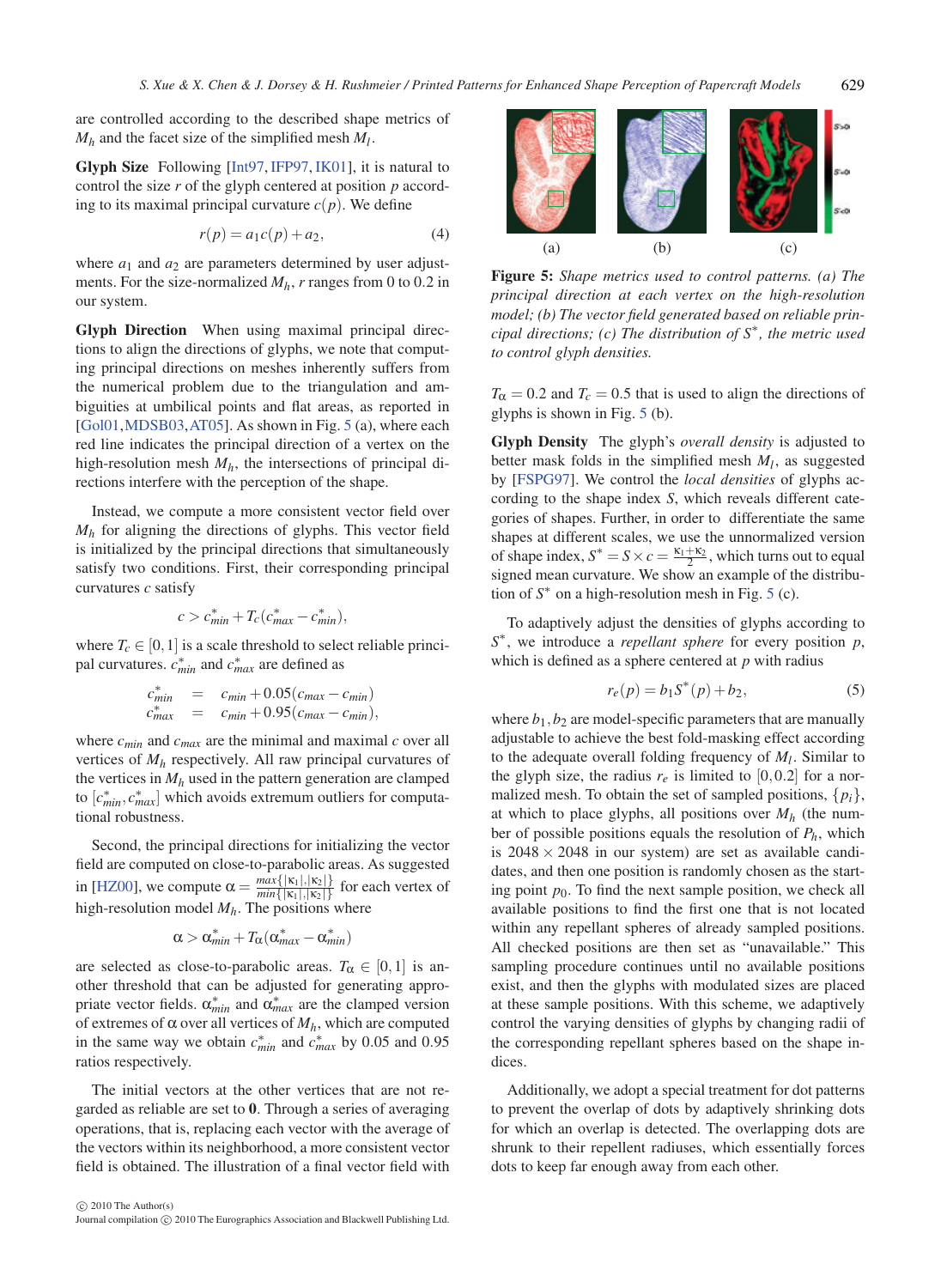are controlled according to the described shape metrics of $M_h$ and the facet size of the simplified mesh $M_l$.

**Glyph Size** Following [Int97, IFP97, IK01], it is natural to control the size $r$ of the glyph centered at position $p$ according to its maximal principal curvature $c(p)$. We define

$$r(p) = a_1 c(p) + a_2, \tag{4}$$

where $a_1$ and $a_2$ are parameters determined by user adjustments. For the size-normalized $M_h$, $r$ ranges from 0 to 0.2 in our system.

**Glyph Direction** When using maximal principal directions to align the directions of glyphs, we note that computing principal directions on meshes inherently suffers from the numerical problem due to the triangulation and ambiguities at umbilical points and flat areas, as reported in [Gol01, MDSB03, AT05]. As shown in Fig. 5 (a), where each red line indicates the principal direction of a vertex on the high-resolution mesh $M_h$, the intersections of principal directions interfere with the perception of the shape.

Instead, we compute a more consistent vector field over $M_h$ for aligning the directions of glyphs. This vector field is initialized by the principal directions that simultaneously satisfy two conditions. First, their corresponding principal curvatures $c$ satisfy

$$c > c^*_{min} + T_c(c^*_{max} - c^*_{min}),$$

where $T_c \in [0,1]$ is a scale threshold to select reliable principal curvatures. $c^*_{min}$ and $c^*_{max}$ are defined as

$$\begin{aligned} c^*_{min} &= c_{min} + 0.05(c_{max} - c_{min}) \\ c^*_{max} &= c_{min} + 0.95(c_{max} - c_{min}), \end{aligned}$$

where $c_{min}$ and $c_{max}$ are the minimal and maximal $c$ over all vertices of $M_h$ respectively. All raw principal curvatures of the vertices in $M_h$ used in the pattern generation are clamped to $[c^*_{min}, c^*_{max}]$ which avoids extremum outliers for computational robustness.

Second, the principal directions for initializing the vector field are computed on close-to-parabolic areas. As suggested in [HZ00], we compute $\alpha = \frac{max\{|\kappa_1|,|\kappa_2|\}}{min\{|\kappa_1|,|\kappa_2|\}}$ for each vertex of high-resolution model $M_h$. The positions where

$$\alpha > \alpha^*_{min} + T_\alpha(\alpha^*_{max} - \alpha^*_{min})$$

are selected as close-to-parabolic areas. $T_\alpha \in [0,1]$ is another threshold that can be adjusted for generating appropriate vector fields. $\alpha^*_{min}$ and $\alpha^*_{max}$ are the clamped version of extremes of $\alpha$ over all vertices of $M_h$, which are computed in the same way we obtain $c^*_{min}$ and $c^*_{max}$ by 0.05 and 0.95 ratios respectively.

The initial vectors at the other vertices that are not regarded as reliable are set to $\mathbf{0}$. Through a series of averaging operations, that is, replacing each vector with the average of the vectors within its neighborhood, a more consistent vector field is obtained. The illustration of a final vector field with $T_\alpha = 0.2$ and $T_c = 0.5$ that is used to align the directions of glyphs is shown in Fig. 5 (b).

(a) (b) (c)

**Figure 5:** *Shape metrics used to control patterns. (a) The principal direction at each vertex on the high-resolution model; (b) The vector field generated based on reliable principal directions; (c) The distribution of $S^*$, the metric used to control glyph densities.*

**Glyph Density** The glyph's *overall density* is adjusted to better mask folds in the simplified mesh $M_l$, as suggested by [FSPG97]. We control the *local densities* of glyphs according to the shape index $S$, which reveals different categories of shapes. Further, in order to differentiate the same shapes at different scales, we use the unnormalized version of shape index, $S^* = S \times c = \frac{\kappa_1+\kappa_2}{2}$, which turns out to equal signed mean curvature. We show an example of the distribution of $S^*$ on a high-resolution mesh in Fig. 5 (c).

To adaptively adjust the densities of glyphs according to $S^*$, we introduce a *repellant sphere* for every position $p$, which is defined as a sphere centered at $p$ with radius

$$r_e(p) = b_1 S^*(p) + b_2, \tag{5}$$

where $b_1, b_2$ are model-specific parameters that are manually adjustable to achieve the best fold-masking effect according to the adequate overall folding frequency of $M_l$. Similar to the glyph size, the radius $r_e$ is limited to $[0, 0.2]$ for a normalized mesh. To obtain the set of sampled positions, $\{p_i\}$, at which to place glyphs, all positions over $M_h$ (the number of possible positions equals the resolution of $P_h$, which is $2048 \times 2048$ in our system) are set as available candidates, and then one position is randomly chosen as the starting point $p_0$. To find the next sample position, we check all available positions to find the first one that is not located within any repellant spheres of already sampled positions. All checked positions are then set as "unavailable." This sampling procedure continues until no available positions exist, and then the glyphs with modulated sizes are placed at these sample positions. With this scheme, we adaptively control the varying densities of glyphs by changing radii of the corresponding repellant spheres based on the shape indices.

Additionally, we adopt a special treatment for dot patterns to prevent the overlap of dots by adaptively shrinking dots for which an overlap is detected. The overlapping dots are shrunk to their repellent radiuses, which essentially forces dots to keep far enough away from each other.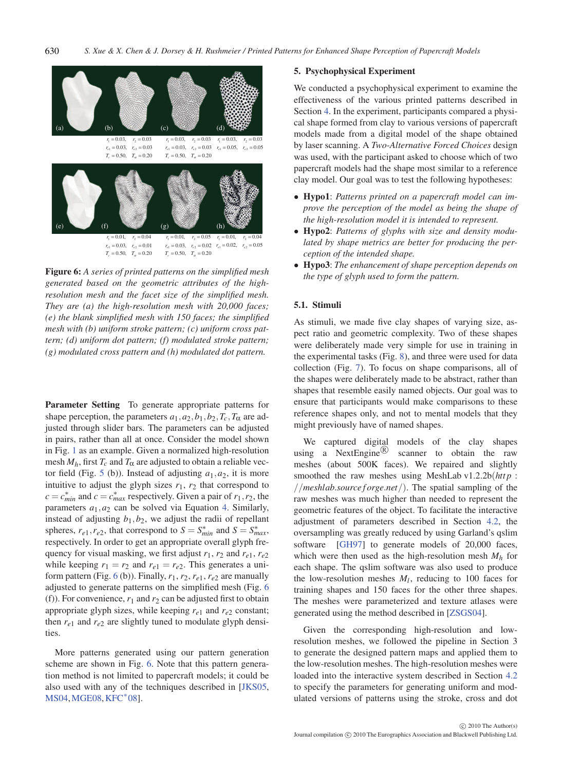(a) (b) (c) (d)

$r_1 = 0.03$, $r_2 = 0.03$, $r_{e1} = 0.03$, $r_{e2} = 0.03$, $T_c = 0.50$, $T_\alpha = 0.20$ | $r_1 = 0.03$, $r_2 = 0.03$, $r_{e1} = 0.03$, $r_{e2} = 0.03$, $T_c = 0.50$, $T_\alpha = 0.20$ | $r_1 = 0.03$, $r_2 = 0.03$, $r_{e1} = 0.05$, $r_{e2} = 0.05$

(e) (f) (g) (h)

$r_1 = 0.01$, $r_2 = 0.04$, $r_{e1} = 0.03$, $r_{e2} = 0.01$, $T_c = 0.50$, $T_\alpha = 0.20$ | $r_1 = 0.01$, $r_2 = 0.05$, $r_{e1} = 0.03$, $r_{e2} = 0.02$, $T_c = 0.50$, $T_\alpha = 0.20$ | $r_1 = 0.01$, $r_2 = 0.04$, $r_{e1} = 0.02$, $r_{e2} = 0.05$

**Figure 6:** *A series of printed patterns on the simplified mesh generated based on the geometric attributes of the high-resolution mesh and the facet size of the simplified mesh. They are (a) the high-resolution mesh with 20,000 faces; (e) the blank simplified mesh with 150 faces; the simplified mesh with (b) uniform stroke pattern; (c) uniform cross pattern; (d) uniform dot pattern; (f) modulated stroke pattern; (g) modulated cross pattern and (h) modulated dot pattern.*

**Parameter Setting** To generate appropriate patterns for shape perception, the parameters $a_1, a_2, b_1, b_2, T_c, T_\alpha$ are adjusted through slider bars. The parameters can be adjusted in pairs, rather than all at once. Consider the model shown in Fig. 1 as an example. Given a normalized high-resolution mesh $M_h$, first $T_c$ and $T_\alpha$ are adjusted to obtain a reliable vector field (Fig. 5 (b)). Instead of adjusting $a_1, a_2$, it is more intuitive to adjust the glyph sizes $r_1$, $r_2$ that correspond to $c = c^*_{min}$ and $c = c^*_{max}$ respectively. Given a pair of $r_1, r_2$, the parameters $a_1, a_2$ can be solved via Equation 4. Similarly, instead of adjusting $b_1, b_2$, we adjust the radii of repellant spheres, $r_{e1}, r_{e2}$, that correspond to $S = S^*_{min}$ and $S = S^*_{max}$, respectively. In order to get an appropriate overall glyph frequency for visual masking, we first adjust $r_1$, $r_2$ and $r_{e1}$, $r_{e2}$ while keeping $r_1 = r_2$ and $r_{e1} = r_{e2}$. This generates a uniform pattern (Fig. 6 (b)). Finally, $r_1$, $r_2$, $r_{e1}$, $r_{e2}$ are manually adjusted to generate patterns on the simplified mesh (Fig. 6 (f)). For convenience, $r_1$ and $r_2$ can be adjusted first to obtain appropriate glyph sizes, while keeping $r_{e1}$ and $r_{e2}$ constant; then $r_{e1}$ and $r_{e2}$ are slightly tuned to modulate glyph densities.

More patterns generated using our pattern generation scheme are shown in Fig. 6. Note that this pattern generation method is not limited to papercraft models; it could be also used with any of the techniques described in [JKS05, MS04, MGE08, KFC*08].

## 5. Psychophysical Experiment

We conducted a psychophysical experiment to examine the effectiveness of the various printed patterns described in Section 4. In the experiment, participants compared a physical shape formed from clay to various versions of papercraft models made from a digital model of the shape obtained by laser scanning. A *Two-Alternative Forced Choices* design was used, with the participant asked to choose which of two papercraft models had the shape most similar to a reference clay model. Our goal was to test the following hypotheses:

- **Hypo1**: *Patterns printed on a papercraft model can improve the perception of the model as being the shape of the high-resolution model it is intended to represent.*
- **Hypo2**: *Patterns of glyphs with size and density modulated by shape metrics are better for producing the perception of the intended shape.*
- **Hypo3**: *The enhancement of shape perception depends on the type of glyph used to form the pattern.*

### 5.1. Stimuli

As stimuli, we made five clay shapes of varying size, aspect ratio and geometric complexity. Two of these shapes were deliberately made very simple for use in training in the experimental tasks (Fig. 8), and three were used for data collection (Fig. 7). To focus on shape comparisons, all of the shapes were deliberately made to be abstract, rather than shapes that resemble easily named objects. Our goal was to ensure that participants would make comparisons to these reference shapes only, and not to mental models that they might previously have of named shapes.

We captured digital models of the clay shapes using a NextEngine® scanner to obtain the raw meshes (about 500K faces). We repaired and slightly smoothed the raw meshes using MeshLab v1.2.2b(*http://meshlab.sourceforge.net/*). The spatial sampling of the raw meshes was much higher than needed to represent the geometric features of the object. To facilitate the interactive adjustment of parameters described in Section 4.2, the oversampling was greatly reduced by using Garland's qslim software [GH97] to generate models of 20,000 faces, which were then used as the high-resolution mesh $M_h$ for each shape. The qslim software was also used to produce the low-resolution meshes $M_l$, reducing to 100 faces for training shapes and 150 faces for the other three shapes. The meshes were parameterized and texture atlases were generated using the method described in [ZSGS04].

Given the corresponding high-resolution and low-resolution meshes, we followed the pipeline in Section 3 to generate the designed pattern maps and applied them to the low-resolution meshes. The high-resolution meshes were loaded into the interactive system described in Section 4.2 to specify the parameters for generating uniform and modulated versions of patterns using the stroke, cross and dot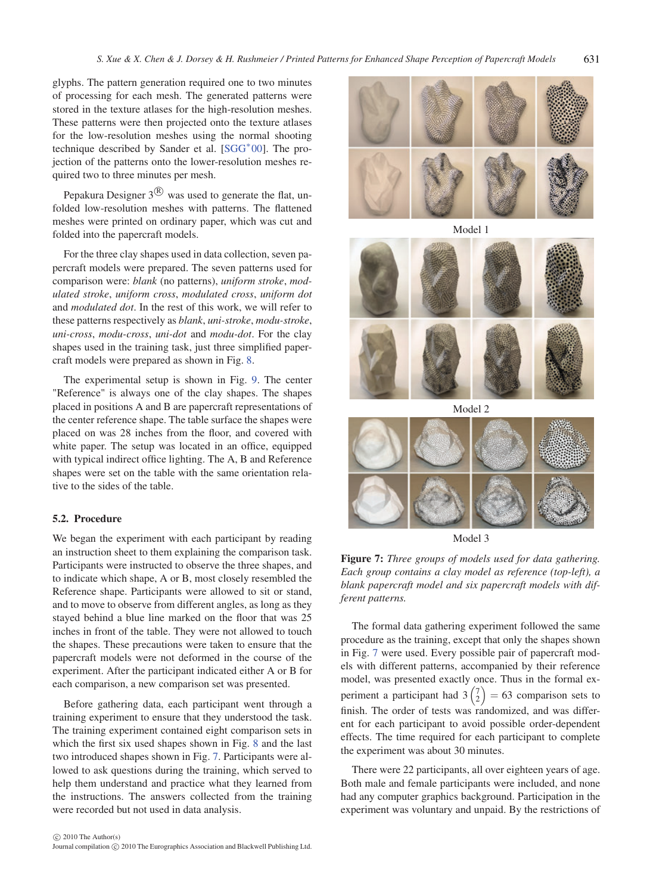glyphs. The pattern generation required one to two minutes of processing for each mesh. The generated patterns were stored in the texture atlases for the high-resolution meshes. These patterns were then projected onto the texture atlases for the low-resolution meshes using the normal shooting technique described by Sander et al. [SGG*00]. The projection of the patterns onto the lower-resolution meshes required two to three minutes per mesh.

Pepakura Designer 3® was used to generate the flat, unfolded low-resolution meshes with patterns. The flattened meshes were printed on ordinary paper, which was cut and folded into the papercraft models.

For the three clay shapes used in data collection, seven papercraft models were prepared. The seven patterns used for comparison were: *blank* (no patterns), *uniform stroke*, *modulated stroke*, *uniform cross*, *modulated cross*, *uniform dot* and *modulated dot*. In the rest of this work, we will refer to these patterns respectively as *blank*, *uni-stroke*, *modu-stroke*, *uni-cross*, *modu-cross*, *uni-dot* and *modu-dot*. For the clay shapes used in the training task, just three simplified papercraft models were prepared as shown in Fig. 8.

The experimental setup is shown in Fig. 9. The center "Reference" is always one of the clay shapes. The shapes placed in positions A and B are papercraft representations of the center reference shape. The table surface the shapes were placed on was 28 inches from the floor, and covered with white paper. The setup was located in an office, equipped with typical indirect office lighting. The A, B and Reference shapes were set on the table with the same orientation relative to the sides of the table.

### 5.2. Procedure

We began the experiment with each participant by reading an instruction sheet to them explaining the comparison task. Participants were instructed to observe the three shapes, and to indicate which shape, A or B, most closely resembled the Reference shape. Participants were allowed to sit or stand, and to move to observe from different angles, as long as they stayed behind a blue line marked on the floor that was 25 inches in front of the table. They were not allowed to touch the shapes. These precautions were taken to ensure that the papercraft models were not deformed in the course of the experiment. After the participant indicated either A or B for each comparison, a new comparison set was presented.

Before gathering data, each participant went through a training experiment to ensure that they understood the task. The training experiment contained eight comparison sets in which the first six used shapes shown in Fig. 8 and the last two introduced shapes shown in Fig. 7. Participants were allowed to ask questions during the training, which served to help them understand and practice what they learned from the instructions. The answers collected from the training were recorded but not used in data analysis.

Model 1

Model 2

Model 3

**Figure 7:** *Three groups of models used for data gathering. Each group contains a clay model as reference (top-left), a blank papercraft model and six papercraft models with different patterns.*

The formal data gathering experiment followed the same procedure as the training, except that only the shapes shown in Fig. 7 were used. Every possible pair of papercraft models with different patterns, accompanied by their reference model, was presented exactly once. Thus in the formal experiment a participant had $3\binom{7}{2} = 63$ comparison sets to finish. The order of tests was randomized, and was different for each participant to avoid possible order-dependent effects. The time required for each participant to complete the experiment was about 30 minutes.

There were 22 participants, all over eighteen years of age. Both male and female participants were included, and none had any computer graphics background. Participation in the experiment was voluntary and unpaid. By the restrictions of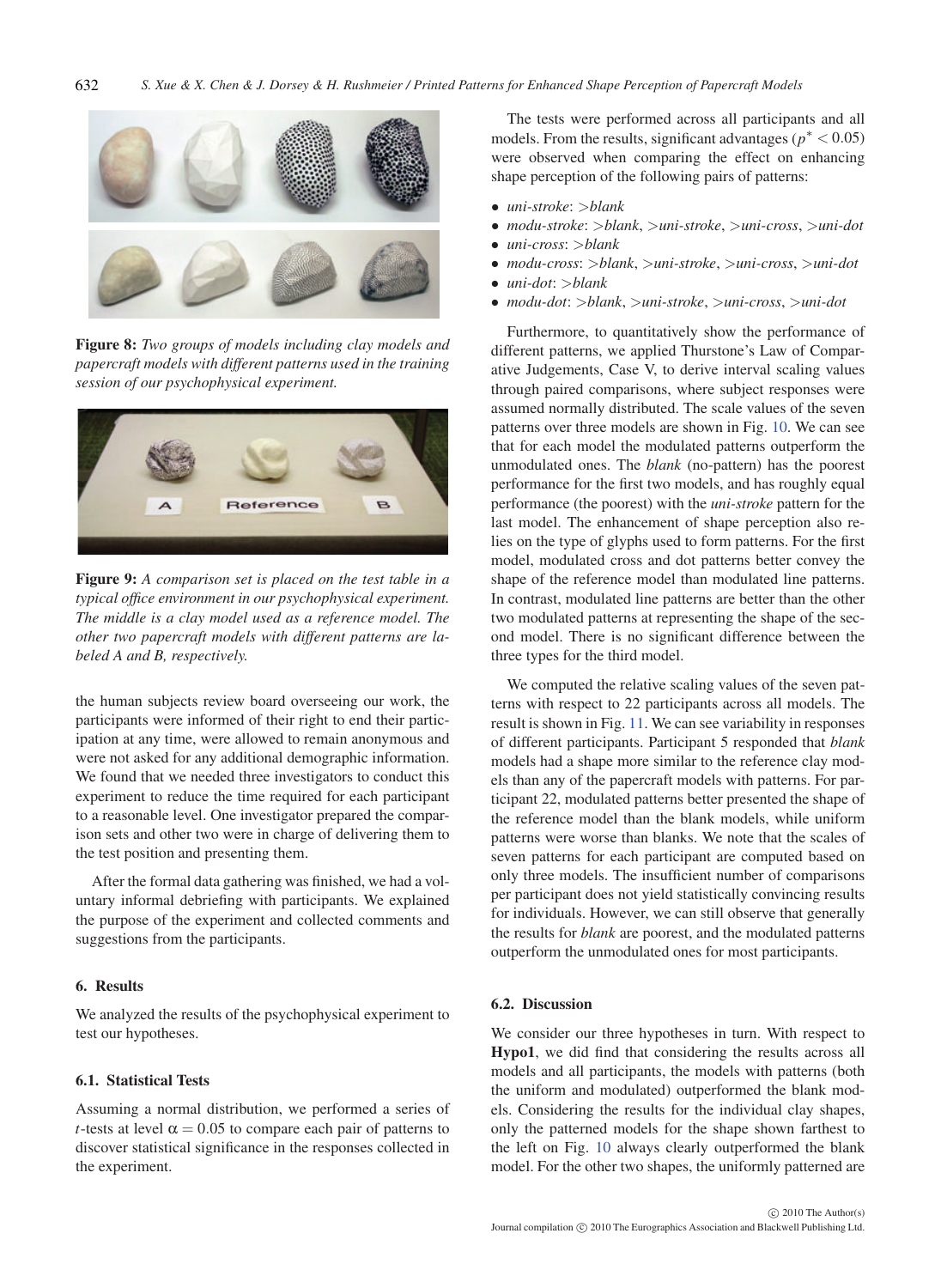**Figure 8:** *Two groups of models including clay models and papercraft models with different patterns used in the training session of our psychophysical experiment.*

**Figure 9:** *A comparison set is placed on the test table in a typical office environment in our psychophysical experiment. The middle is a clay model used as a reference model. The other two papercraft models with different patterns are labeled A and B, respectively.*

the human subjects review board overseeing our work, the participants were informed of their right to end their participation at any time, were allowed to remain anonymous and were not asked for any additional demographic information. We found that we needed three investigators to conduct this experiment to reduce the time required for each participant to a reasonable level. One investigator prepared the comparison sets and other two were in charge of delivering them to the test position and presenting them.

After the formal data gathering was finished, we had a voluntary informal debriefing with participants. We explained the purpose of the experiment and collected comments and suggestions from the participants.

## 6. Results

We analyzed the results of the psychophysical experiment to test our hypotheses.

### 6.1. Statistical Tests

Assuming a normal distribution, we performed a series of $t$-tests at level $\alpha = 0.05$ to compare each pair of patterns to discover statistical significance in the responses collected in the experiment.

The tests were performed across all participants and all models. From the results, significant advantages ($p^* < 0.05$) were observed when comparing the effect on enhancing shape perception of the following pairs of patterns:

- *uni-stroke*: *>blank*
- *modu-stroke*: *>blank*, *>uni-stroke*, *>uni-cross*, *>uni-dot*
- *uni-cross*: *>blank*
- *modu-cross*: *>blank*, *>uni-stroke*, *>uni-cross*, *>uni-dot*
- *uni-dot*: *>blank*
- *modu-dot*: *>blank*, *>uni-stroke*, *>uni-cross*, *>uni-dot*

Furthermore, to quantitatively show the performance of different patterns, we applied Thurstone's Law of Comparative Judgements, Case V, to derive interval scaling values through paired comparisons, where subject responses were assumed normally distributed. The scale values of the seven patterns over three models are shown in Fig. 10. We can see that for each model the modulated patterns outperform the unmodulated ones. The *blank* (no-pattern) has the poorest performance for the first two models, and has roughly equal performance (the poorest) with the *uni-stroke* pattern for the last model. The enhancement of shape perception also relies on the type of glyphs used to form patterns. For the first model, modulated cross and dot patterns better convey the shape of the reference model than modulated line patterns. In contrast, modulated line patterns are better than the other two modulated patterns at representing the shape of the second model. There is no significant difference between the three types for the third model.

We computed the relative scaling values of the seven patterns with respect to 22 participants across all models. The result is shown in Fig. 11. We can see variability in responses of different participants. Participant 5 responded that *blank* models had a shape more similar to the reference clay models than any of the papercraft models with patterns. For participant 22, modulated patterns better presented the shape of the reference model than the blank models, while uniform patterns were worse than blanks. We note that the scales of seven patterns for each participant are computed based on only three models. The insufficient number of comparisons per participant does not yield statistically convincing results for individuals. However, we can still observe that generally the results for *blank* are poorest, and the modulated patterns outperform the unmodulated ones for most participants.

### 6.2. Discussion

We consider our three hypotheses in turn. With respect to **Hypo1**, we did find that considering the results across all models and all participants, the models with patterns (both the uniform and modulated) outperformed the blank models. Considering the results for the individual clay shapes, only the patterned models for the shape shown farthest to the left on Fig. 10 always clearly outperformed the blank model. For the other two shapes, the uniformly patterned are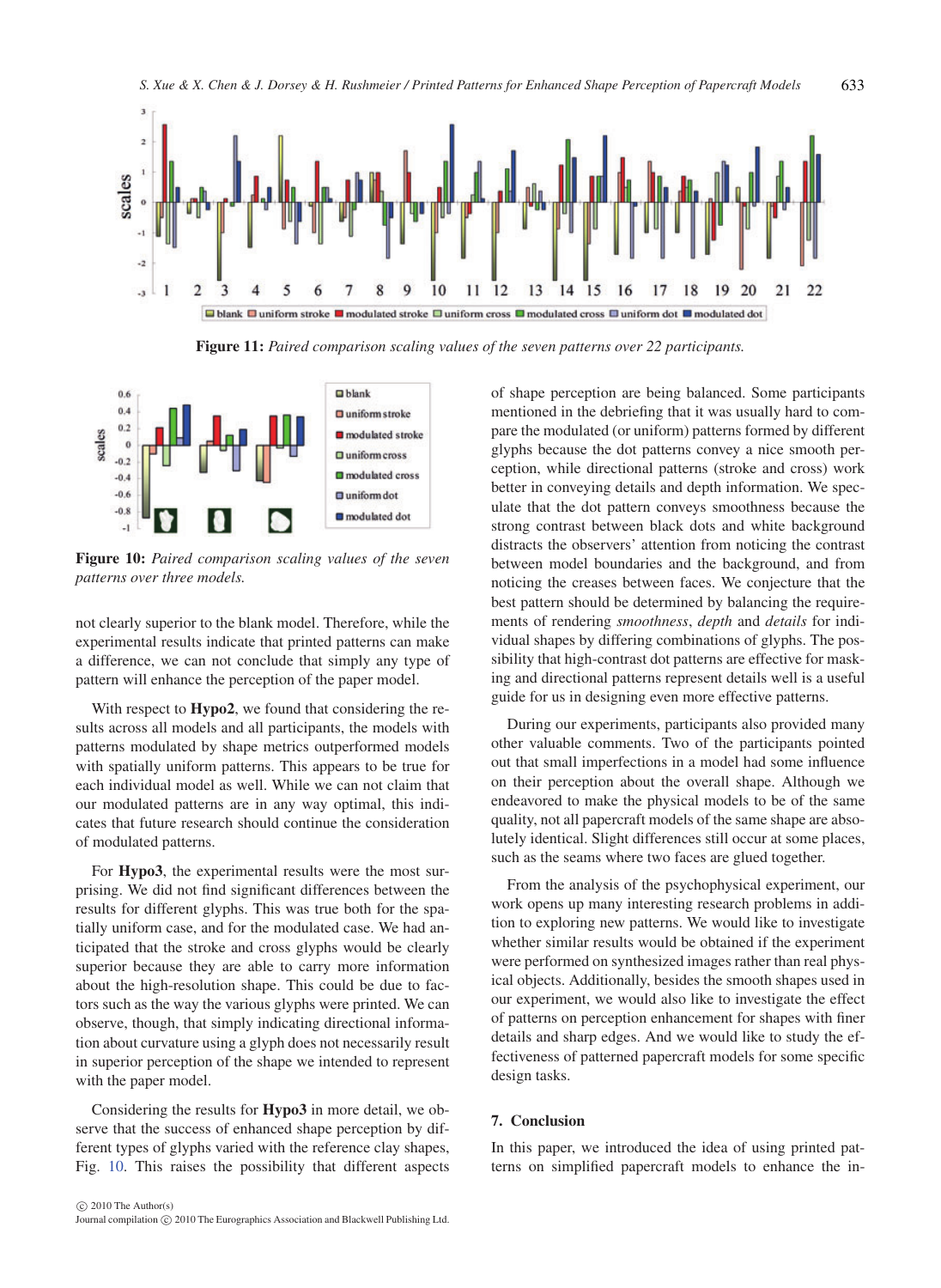scales

3
2
1
0
-1
-2
-3

1 2 3 4 5 6 7 8 9 10 11 12 13 14 15 16 17 18 19 20 21 22

blank, uniform stroke, modulated stroke, uniform cross, modulated cross, uniform dot, modulated dot

**Figure 11:** *Paired comparison scaling values of the seven patterns over 22 participants.*

scales

0.6
0.4
0.2
0
-0.2
-0.4
-0.6
-0.8
-1

blank
uniform stroke
modulated stroke
uniform cross
modulated cross
uniform dot
modulated dot

**Figure 10:** *Paired comparison scaling values of the seven patterns over three models.*

not clearly superior to the blank model. Therefore, while the experimental results indicate that printed patterns can make a difference, we can not conclude that simply any type of pattern will enhance the perception of the paper model.

With respect to **Hypo2**, we found that considering the results across all models and all participants, the models with patterns modulated by shape metrics outperformed models with spatially uniform patterns. This appears to be true for each individual model as well. While we can not claim that our modulated patterns are in any way optimal, this indicates that future research should continue the consideration of modulated patterns.

For **Hypo3**, the experimental results were the most surprising. We did not find significant differences between the results for different glyphs. This was true both for the spatially uniform case, and for the modulated case. We had anticipated that the stroke and cross glyphs would be clearly superior because they are able to carry more information about the high-resolution shape. This could be due to factors such as the way the various glyphs were printed. We can observe, though, that simply indicating directional information about curvature using a glyph does not necessarily result in superior perception of the shape we intended to represent with the paper model.

Considering the results for **Hypo3** in more detail, we observe that the success of enhanced shape perception by different types of glyphs varied with the reference clay shapes, Fig. 10. This raises the possibility that different aspects of shape perception are being balanced. Some participants mentioned in the debriefing that it was usually hard to compare the modulated (or uniform) patterns formed by different glyphs because the dot patterns convey a nice smooth perception, while directional patterns (stroke and cross) work better in conveying details and depth information. We speculate that the dot pattern conveys smoothness because the strong contrast between black dots and white background distracts the observers' attention from noticing the contrast between model boundaries and the background, and from noticing the creases between faces. We conjecture that the best pattern should be determined by balancing the requirements of rendering *smoothness*, *depth* and *details* for individual shapes by differing combinations of glyphs. The possibility that high-contrast dot patterns are effective for masking and directional patterns represent details well is a useful guide for us in designing even more effective patterns.

During our experiments, participants also provided many other valuable comments. Two of the participants pointed out that small imperfections in a model had some influence on their perception about the overall shape. Although we endeavored to make the physical models to be of the same quality, not all papercraft models of the same shape are absolutely identical. Slight differences still occur at some places, such as the seams where two faces are glued together.

From the analysis of the psychophysical experiment, our work opens up many interesting research problems in addition to exploring new patterns. We would like to investigate whether similar results would be obtained if the experiment were performed on synthesized images rather than real physical objects. Additionally, besides the smooth shapes used in our experiment, we would also like to investigate the effect of patterns on perception enhancement for shapes with finer details and sharp edges. And we would like to study the effectiveness of patterned papercraft models for some specific design tasks.

## 7. Conclusion

In this paper, we introduced the idea of using printed patterns on simplified papercraft models to enhance the in-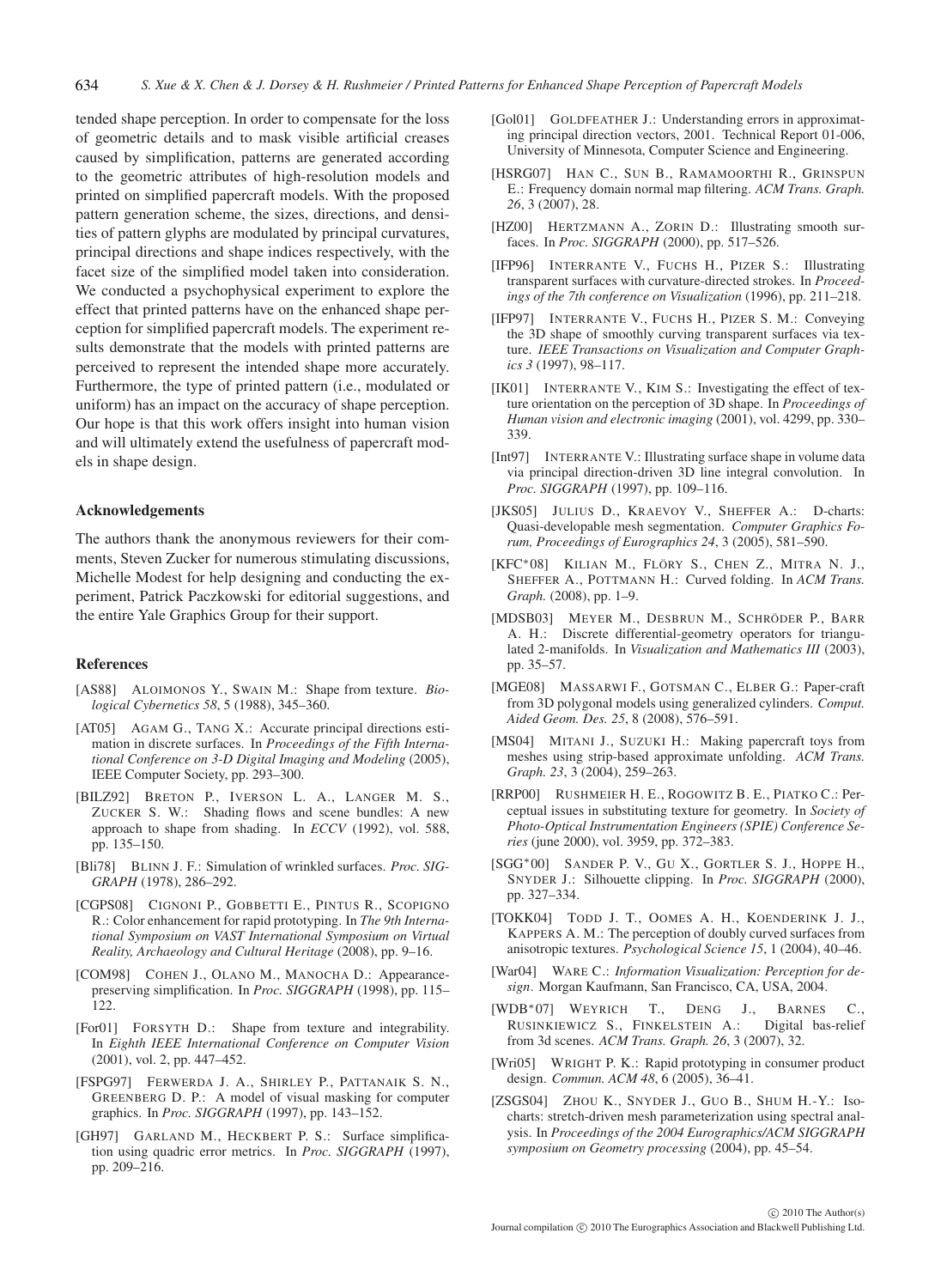tended shape perception. In order to compensate for the loss of geometric details and to mask visible artificial creases caused by simplification, patterns are generated according to the geometric attributes of high-resolution models and printed on simplified papercraft models. With the proposed pattern generation scheme, the sizes, directions, and densities of pattern glyphs are modulated by principal curvatures, principal directions and shape indices respectively, with the facet size of the simplified model taken into consideration. We conducted a psychophysical experiment to explore the effect that printed patterns have on the enhanced shape perception for simplified papercraft models. The experiment results demonstrate that the models with printed patterns are perceived to represent the intended shape more accurately. Furthermore, the type of printed pattern (i.e., modulated or uniform) has an impact on the accuracy of shape perception. Our hope is that this work offers insight into human vision and will ultimately extend the usefulness of papercraft models in shape design.

### Acknowledgements

The authors thank the anonymous reviewers for their comments, Steven Zucker for numerous stimulating discussions, Michelle Modest for help designing and conducting the experiment, Patrick Paczkowski for editorial suggestions, and the entire Yale Graphics Group for their support.

### References

[AS88] Aloimonos Y., Swain M.: Shape from texture. *Biological Cybernetics 58*, 5 (1988), 345–360.

[AT05] Agam G., Tang X.: Accurate principal directions estimation in discrete surfaces. In *Proceedings of the Fifth International Conference on 3-D Digital Imaging and Modeling* (2005), IEEE Computer Society, pp. 293–300.

[BILZ92] Breton P., Iverson L. A., Langer M. S., Zucker S. W.: Shading flows and scene bundles: A new approach to shape from shading. In *ECCV* (1992), vol. 588, pp. 135–150.

[Bli78] Blinn J. F.: Simulation of wrinkled surfaces. *Proc. SIGGRAPH* (1978), 286–292.

[CGPS08] Cignoni P., Gobbetti E., Pintus R., Scopigno R.: Color enhancement for rapid prototyping. In *The 9th International Symposium on VAST International Symposium on Virtual Reality, Archaeology and Cultural Heritage* (2008), pp. 9–16.

[COM98] Cohen J., Olano M., Manocha D.: Appearance-preserving simplification. In *Proc. SIGGRAPH* (1998), pp. 115–122.

[For01] Forsyth D.: Shape from texture and integrability. In *Eighth IEEE International Conference on Computer Vision* (2001), vol. 2, pp. 447–452.

[FSPG97] Ferwerda J. A., Shirley P., Pattanaik S. N., Greenberg D. P.: A model of visual masking for computer graphics. In *Proc. SIGGRAPH* (1997), pp. 143–152.

[GH97] Garland M., Heckbert P. S.: Surface simplification using quadric error metrics. In *Proc. SIGGRAPH* (1997), pp. 209–216.

[Gol01] Goldfeather J.: Understanding errors in approximating principal direction vectors, 2001. Technical Report 01-006, University of Minnesota, Computer Science and Engineering.

[HSRG07] Han C., Sun B., Ramamoorthi R., Grinspun E.: Frequency domain normal map filtering. *ACM Trans. Graph. 26*, 3 (2007), 28.

[HZ00] Hertzmann A., Zorin D.: Illustrating smooth surfaces. In *Proc. SIGGRAPH* (2000), pp. 517–526.

[IFP96] Interrante V., Fuchs H., Pizer S.: Illustrating transparent surfaces with curvature-directed strokes. In *Proceedings of the 7th conference on Visualization* (1996), pp. 211–218.

[IFP97] Interrante V., Fuchs H., Pizer S. M.: Conveying the 3D shape of smoothly curving transparent surfaces via texture. *IEEE Transactions on Visualization and Computer Graphics 3* (1997), 98–117.

[IK01] Interrante V., Kim S.: Investigating the effect of texture orientation on the perception of 3D shape. In *Proceedings of Human vision and electronic imaging* (2001), vol. 4299, pp. 330–339.

[Int97] Interrante V.: Illustrating surface shape in volume data via principal direction-driven 3D line integral convolution. In *Proc. SIGGRAPH* (1997), pp. 109–116.

[JKS05] Julius D., Kraevoy V., Sheffer A.: D-charts: Quasi-developable mesh segmentation. *Computer Graphics Forum, Proceedings of Eurographics 24*, 3 (2005), 581–590.

[KFC*08] Kilian M., Flöry S., Chen Z., Mitra N. J., Sheffer A., Pottmann H.: Curved folding. In *ACM Trans. Graph.* (2008), pp. 1–9.

[MDSB03] Meyer M., Desbrun M., Schröder P., Barr A. H.: Discrete differential-geometry operators for triangulated 2-manifolds. In *Visualization and Mathematics III* (2003), pp. 35–57.

[MGE08] Massarwi F., Gotsman C., Elber G.: Paper-craft from 3D polygonal models using generalized cylinders. *Comput. Aided Geom. Des. 25*, 8 (2008), 576–591.

[MS04] Mitani J., Suzuki H.: Making papercraft toys from meshes using strip-based approximate unfolding. *ACM Trans. Graph. 23*, 3 (2004), 259–263.

[RRP00] Rushmeier H. E., Rogowitz B. E., Piatko C.: Perceptual issues in substituting texture for geometry. In *Society of Photo-Optical Instrumentation Engineers (SPIE) Conference Series* (june 2000), vol. 3959, pp. 372–383.

[SGG*00] Sander P. V., Gu X., Gortler S. J., Hoppe H., Snyder J.: Silhouette clipping. In *Proc. SIGGRAPH* (2000), pp. 327–334.

[TOKK04] Todd J. T., Oomes A. H., Koenderink J. J., Kappers A. M.: The perception of doubly curved surfaces from anisotropic textures. *Psychological Science 15*, 1 (2004), 40–46.

[War04] Ware C.: *Information Visualization: Perception for design*. Morgan Kaufmann, San Francisco, CA, USA, 2004.

[WDB*07] Weyrich T., Deng J., Barnes C., Rusinkiewicz S., Finkelstein A.: Digital bas-relief from 3d scenes. *ACM Trans. Graph. 26*, 3 (2007), 32.

[Wri05] Wright P. K.: Rapid prototyping in consumer product design. *Commun. ACM 48*, 6 (2005), 36–41.

[ZSGS04] Zhou K., Snyder J., Guo B., Shum H.-Y.: Iso-charts: stretch-driven mesh parameterization using spectral analysis. In *Proceedings of the 2004 Eurographics/ACM SIGGRAPH symposium on Geometry processing* (2004), pp. 45–54.